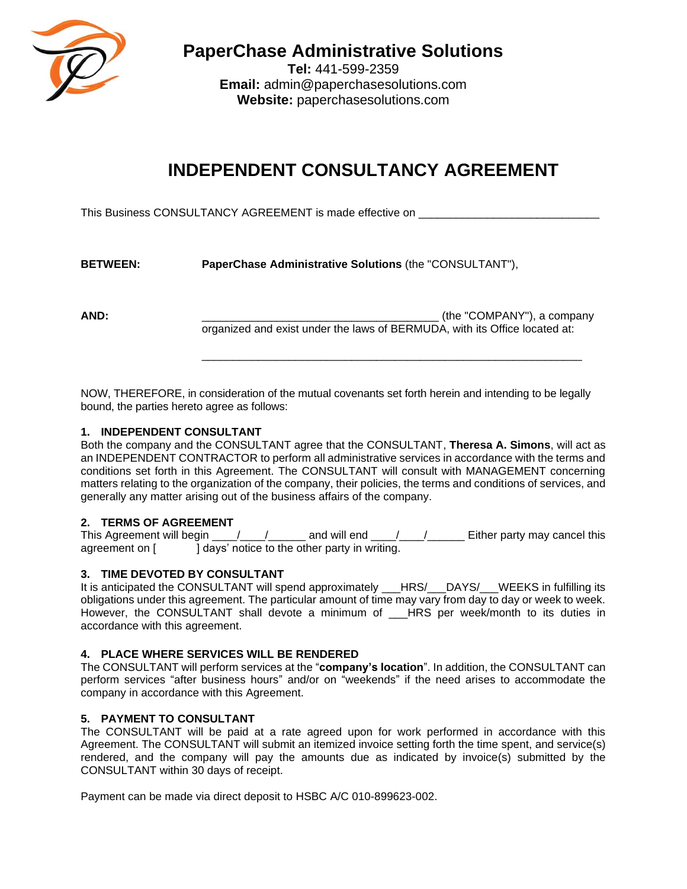# PaperChase Administrative Solutions

**Tel:** 441-599-2359
**Email:** admin@paperchasesolutions.com
**Website:** paperchasesolutions.com

# INDEPENDENT CONSULTANCY AGREEMENT

This Business CONSULTANCY AGREEMENT is made effective on ______________________________

**BETWEEN:** **PaperChase Administrative Solutions** (the "CONSULTANT"),

**AND:** ______________________________________ (the "COMPANY"), a company organized and exist under the laws of BERMUDA, with its Office located at:

_______________________________________________________________

NOW, THEREFORE, in consideration of the mutual covenants set forth herein and intending to be legally bound, the parties hereto agree as follows:

### 1. INDEPENDENT CONSULTANT

Both the company and the CONSULTANT agree that the CONSULTANT, **Theresa A. Simons**, will act as an INDEPENDENT CONTRACTOR to perform all administrative services in accordance with the terms and conditions set forth in this Agreement. The CONSULTANT will consult with MANAGEMENT concerning matters relating to the organization of the company, their policies, the terms and conditions of services, and generally any matter arising out of the business affairs of the company.

### 2. TERMS OF AGREEMENT

This Agreement will begin ____/____/______ and will end ____/____/______ Either party may cancel this agreement on [ ] days' notice to the other party in writing.

### 3. TIME DEVOTED BY CONSULTANT

It is anticipated the CONSULTANT will spend approximately ___HRS/___DAYS/___WEEKS in fulfilling its obligations under this agreement. The particular amount of time may vary from day to day or week to week. However, the CONSULTANT shall devote a minimum of ___HRS per week/month to its duties in accordance with this agreement.

### 4. PLACE WHERE SERVICES WILL BE RENDERED

The CONSULTANT will perform services at the "**company's location**". In addition, the CONSULTANT can perform services "after business hours" and/or on "weekends" if the need arises to accommodate the company in accordance with this Agreement.

### 5. PAYMENT TO CONSULTANT

The CONSULTANT will be paid at a rate agreed upon for work performed in accordance with this Agreement. The CONSULTANT will submit an itemized invoice setting forth the time spent, and service(s) rendered, and the company will pay the amounts due as indicated by invoice(s) submitted by the CONSULTANT within 30 days of receipt.

Payment can be made via direct deposit to HSBC A/C 010-899623-002.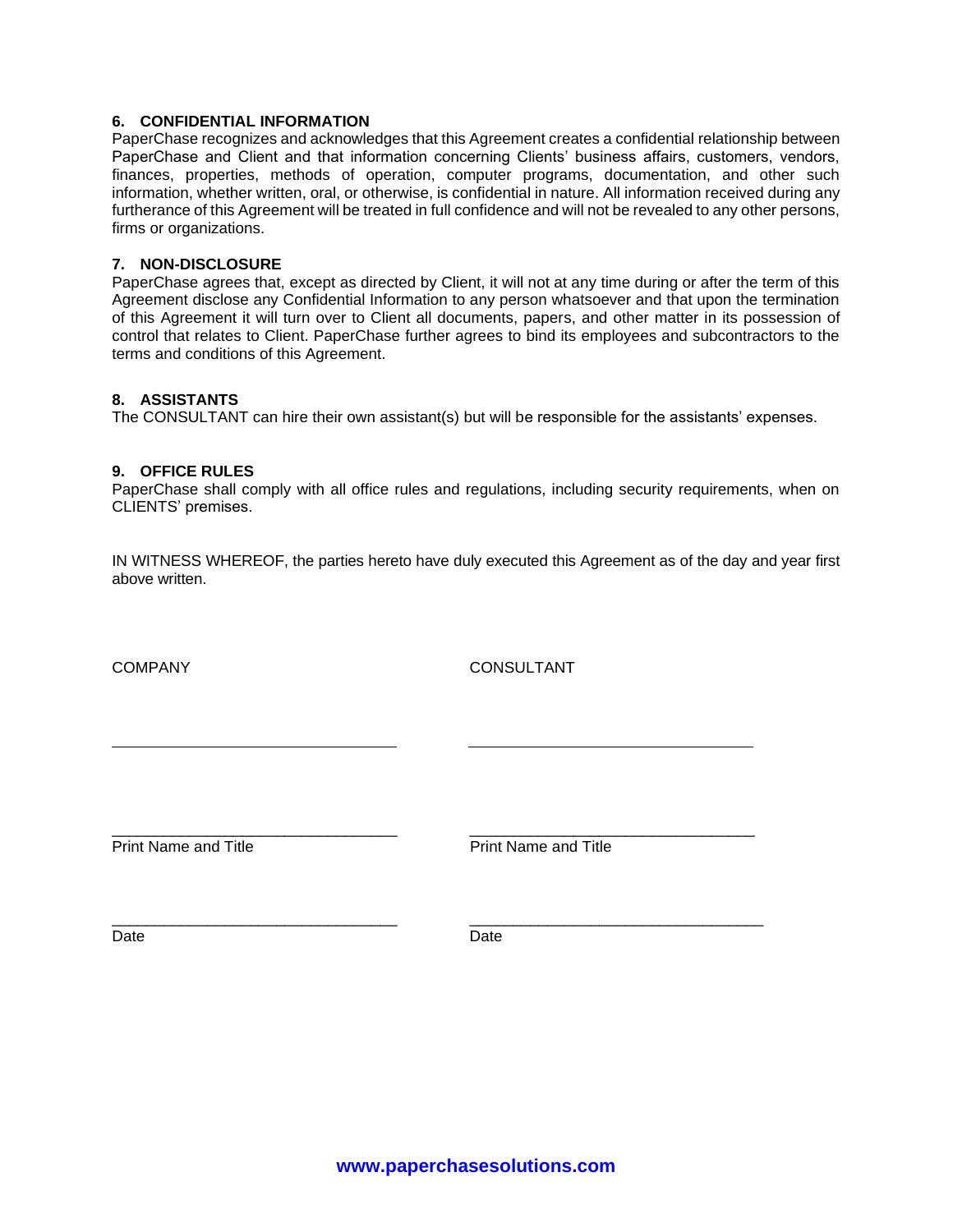**6. CONFIDENTIAL INFORMATION**

PaperChase recognizes and acknowledges that this Agreement creates a confidential relationship between PaperChase and Client and that information concerning Clients' business affairs, customers, vendors, finances, properties, methods of operation, computer programs, documentation, and other such information, whether written, oral, or otherwise, is confidential in nature. All information received during any furtherance of this Agreement will be treated in full confidence and will not be revealed to any other persons, firms or organizations.

**7. NON-DISCLOSURE**

PaperChase agrees that, except as directed by Client, it will not at any time during or after the term of this Agreement disclose any Confidential Information to any person whatsoever and that upon the termination of this Agreement it will turn over to Client all documents, papers, and other matter in its possession of control that relates to Client. PaperChase further agrees to bind its employees and subcontractors to the terms and conditions of this Agreement.

**8. ASSISTANTS**

The CONSULTANT can hire their own assistant(s) but will be responsible for the assistants' expenses.

**9. OFFICE RULES**

PaperChase shall comply with all office rules and regulations, including security requirements, when on CLIENTS' premises.

IN WITNESS WHEREOF, the parties hereto have duly executed this Agreement as of the day and year first above written.

| COMPANY | CONSULTANT |
| --- | --- |
| ______________________________ | ______________________________ |
| ______________________________<br>Print Name and Title | ______________________________<br>Print Name and Title |
| ______________________________<br>Date | ______________________________<br>Date |

**www.paperchasesolutions.com**